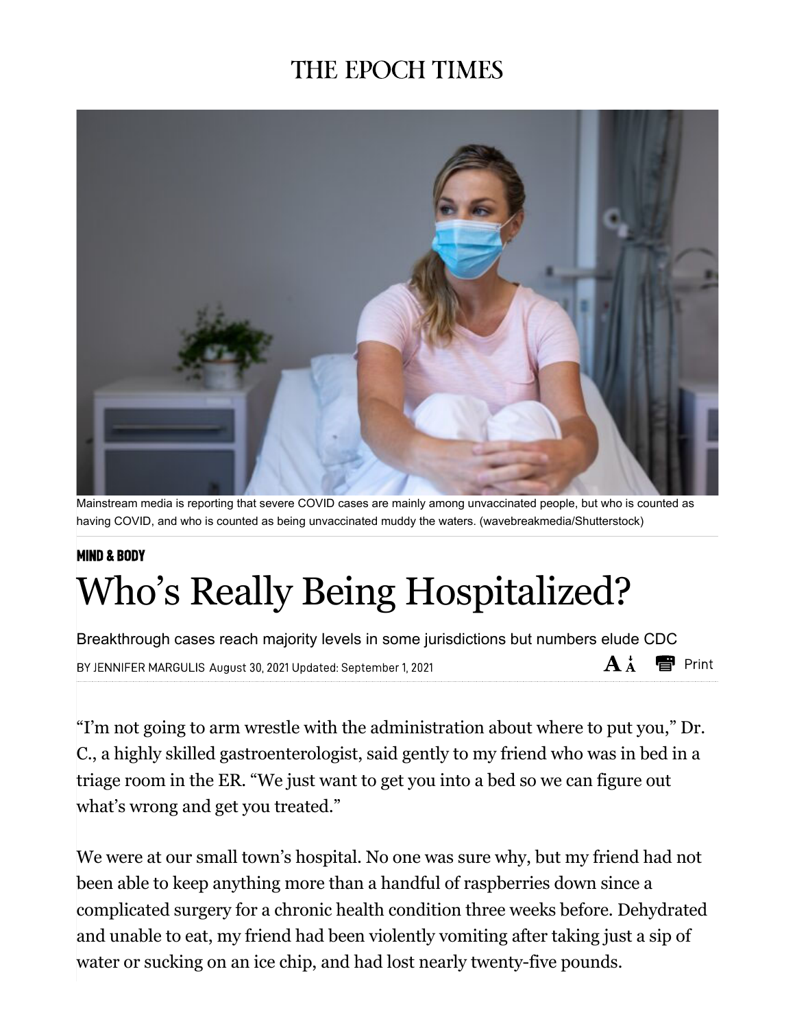# THE EPOCH TIMES

Mainstream media is reporting that severe COVID cases are mainly among unvaccinated people, but who is counted as having COVID, and who is counted as being unvaccinated muddy the waters. (wavebreakmedia/Shutterstock)

**MIND & BODY**

# Who's Really Being Hospitalized?

Breakthrough cases reach majority levels in some jurisdictions but numbers elude CDC

BY JENNIFER MARGULIS August 30, 2021 Updated: September 1, 2021

"I'm not going to arm wrestle with the administration about where to put you," Dr. C., a highly skilled gastroenterologist, said gently to my friend who was in bed in a triage room in the ER. "We just want to get you into a bed so we can figure out what's wrong and get you treated."

We were at our small town's hospital. No one was sure why, but my friend had not been able to keep anything more than a handful of raspberries down since a complicated surgery for a chronic health condition three weeks before. Dehydrated and unable to eat, my friend had been violently vomiting after taking just a sip of water or sucking on an ice chip, and had lost nearly twenty-five pounds.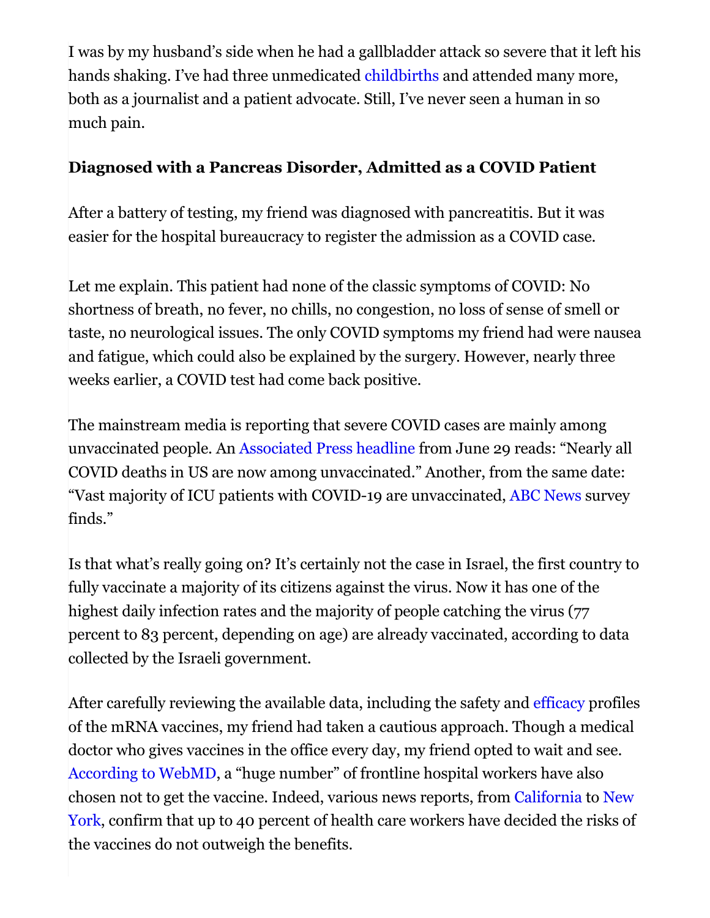I was by my husband's side when he had a gallbladder attack so severe that it left his hands shaking. I've had three unmedicated childbirths and attended many more, both as a journalist and a patient advocate. Still, I've never seen a human in so much pain.

**Diagnosed with a Pancreas Disorder, Admitted as a COVID Patient**

After a battery of testing, my friend was diagnosed with pancreatitis. But it was easier for the hospital bureaucracy to register the admission as a COVID case.

Let me explain. This patient had none of the classic symptoms of COVID: No shortness of breath, no fever, no chills, no congestion, no loss of sense of smell or taste, no neurological issues. The only COVID symptoms my friend had were nausea and fatigue, which could also be explained by the surgery. However, nearly three weeks earlier, a COVID test had come back positive.

The mainstream media is reporting that severe COVID cases are mainly among unvaccinated people. An Associated Press headline from June 29 reads: "Nearly all COVID deaths in US are now among unvaccinated." Another, from the same date: "Vast majority of ICU patients with COVID-19 are unvaccinated, ABC News survey finds."

Is that what's really going on? It's certainly not the case in Israel, the first country to fully vaccinate a majority of its citizens against the virus. Now it has one of the highest daily infection rates and the majority of people catching the virus (77 percent to 83 percent, depending on age) are already vaccinated, according to data collected by the Israeli government.

After carefully reviewing the available data, including the safety and efficacy profiles of the mRNA vaccines, my friend had taken a cautious approach. Though a medical doctor who gives vaccines in the office every day, my friend opted to wait and see. According to WebMD, a "huge number" of frontline hospital workers have also chosen not to get the vaccine. Indeed, various news reports, from California to New York, confirm that up to 40 percent of health care workers have decided the risks of the vaccines do not outweigh the benefits.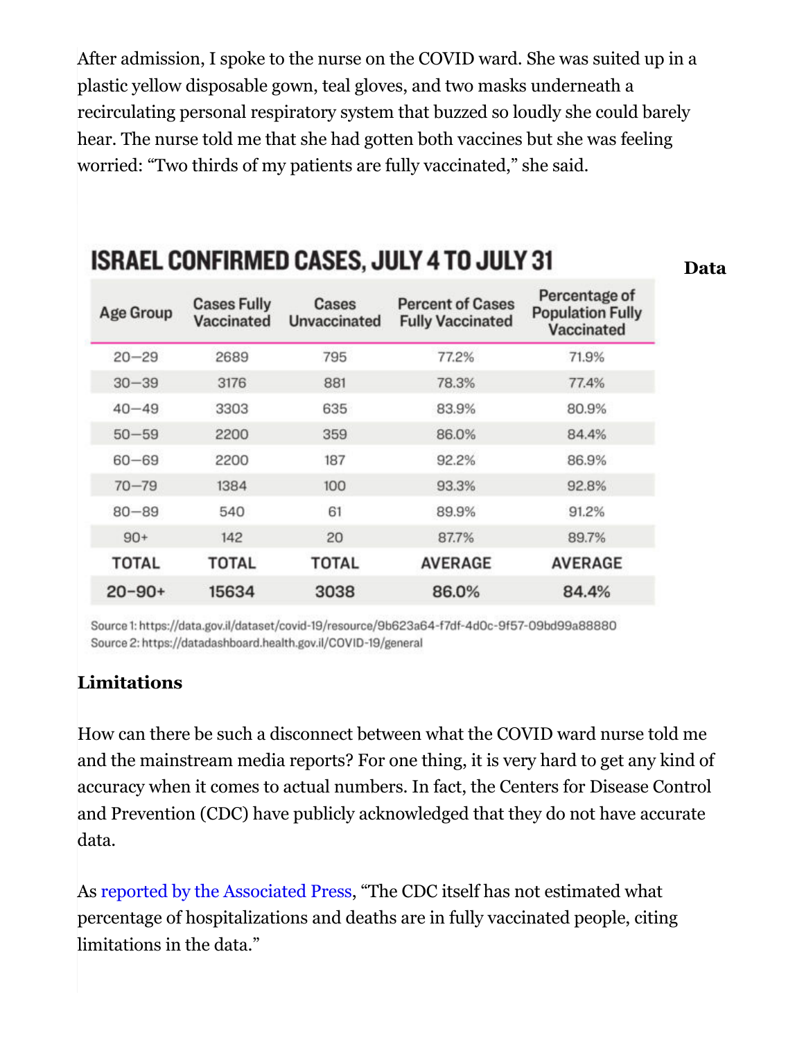After admission, I spoke to the nurse on the COVID ward. She was suited up in a plastic yellow disposable gown, teal gloves, and two masks underneath a recirculating personal respiratory system that buzzed so loudly she could barely hear. The nurse told me that she had gotten both vaccines but she was feeling worried: "Two thirds of my patients are fully vaccinated," she said.

**Data**

**ISRAEL CONFIRMED CASES, JULY 4 TO JULY 31**

| Age Group | Cases Fully Vaccinated | Cases Unvaccinated | Percent of Cases Fully Vaccinated | Percentage of Population Fully Vaccinated |
|---|---|---|---|---|
| 20–29 | 2689 | 795 | 77.2% | 71.9% |
| 30–39 | 3176 | 881 | 78.3% | 77.4% |
| 40–49 | 3303 | 635 | 83.9% | 80.9% |
| 50–59 | 2200 | 359 | 86.0% | 84.4% |
| 60–69 | 2200 | 187 | 92.2% | 86.9% |
| 70–79 | 1384 | 100 | 93.3% | 92.8% |
| 80–89 | 540 | 61 | 89.9% | 91.2% |
| 90+ | 142 | 20 | 87.7% | 89.7% |
| TOTAL | TOTAL | TOTAL | AVERAGE | AVERAGE |
| 20–90+ | 15634 | 3038 | 86.0% | 84.4% |

Source 1: https://data.gov.il/dataset/covid-19/resource/9b623a64-f7df-4d0c-9f57-09bd99a88880
Source 2: https://datadashboard.health.gov.il/COVID-19/general

**Limitations**

How can there be such a disconnect between what the COVID ward nurse told me and the mainstream media reports? For one thing, it is very hard to get any kind of accuracy when it comes to actual numbers. In fact, the Centers for Disease Control and Prevention (CDC) have publicly acknowledged that they do not have accurate data.

As reported by the Associated Press, "The CDC itself has not estimated what percentage of hospitalizations and deaths are in fully vaccinated people, citing limitations in the data."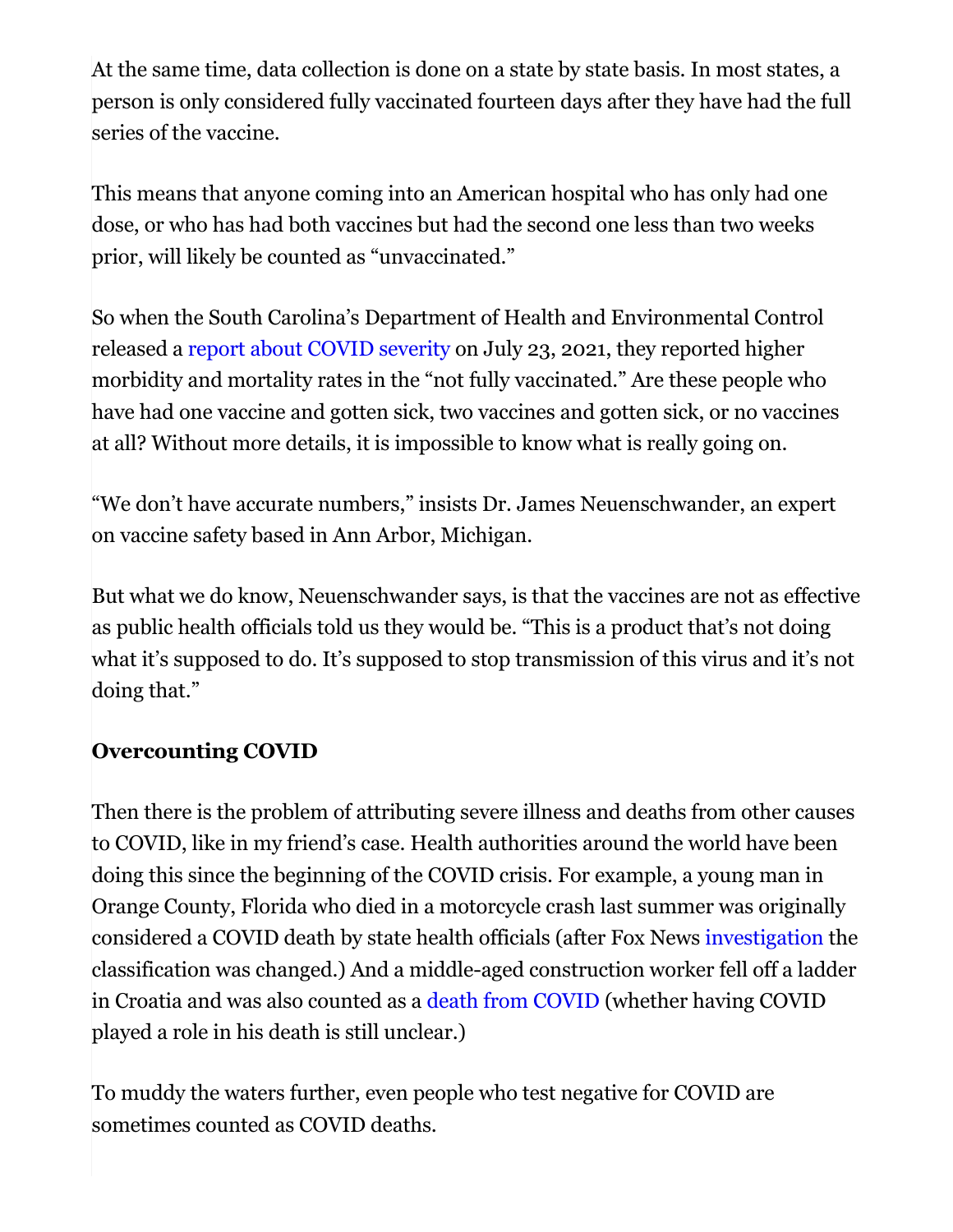At the same time, data collection is done on a state by state basis. In most states, a person is only considered fully vaccinated fourteen days after they have had the full series of the vaccine.

This means that anyone coming into an American hospital who has only had one dose, or who has had both vaccines but had the second one less than two weeks prior, will likely be counted as "unvaccinated."

So when the South Carolina's Department of Health and Environmental Control released a [report about COVID severity] on July 23, 2021, they reported higher morbidity and mortality rates in the "not fully vaccinated." Are these people who have had one vaccine and gotten sick, two vaccines and gotten sick, or no vaccines at all? Without more details, it is impossible to know what is really going on.

"We don't have accurate numbers," insists Dr. James Neuenschwander, an expert on vaccine safety based in Ann Arbor, Michigan.

But what we do know, Neuenschwander says, is that the vaccines are not as effective as public health officials told us they would be. "This is a product that's not doing what it's supposed to do. It's supposed to stop transmission of this virus and it's not doing that."

**Overcounting COVID**

Then there is the problem of attributing severe illness and deaths from other causes to COVID, like in my friend's case. Health authorities around the world have been doing this since the beginning of the COVID crisis. For example, a young man in Orange County, Florida who died in a motorcycle crash last summer was originally considered a COVID death by state health officials (after Fox News [investigation] the classification was changed.) And a middle-aged construction worker fell off a ladder in Croatia and was also counted as a [death from COVID] (whether having COVID played a role in his death is still unclear.)

To muddy the waters further, even people who test negative for COVID are sometimes counted as COVID deaths.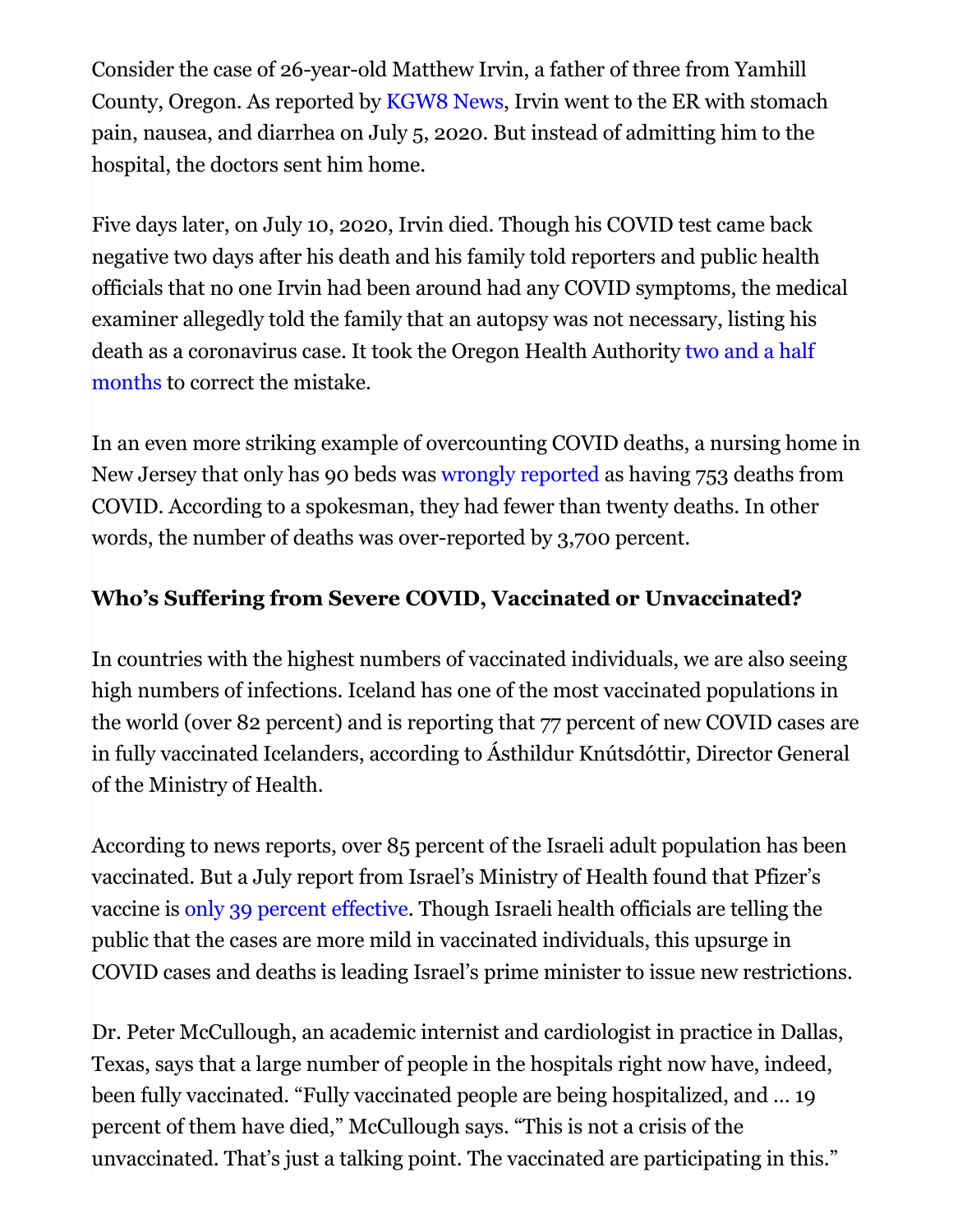Consider the case of 26-year-old Matthew Irvin, a father of three from Yamhill County, Oregon. As reported by KGW8 News, Irvin went to the ER with stomach pain, nausea, and diarrhea on July 5, 2020. But instead of admitting him to the hospital, the doctors sent him home.

Five days later, on July 10, 2020, Irvin died. Though his COVID test came back negative two days after his death and his family told reporters and public health officials that no one Irvin had been around had any COVID symptoms, the medical examiner allegedly told the family that an autopsy was not necessary, listing his death as a coronavirus case. It took the Oregon Health Authority two and a half months to correct the mistake.

In an even more striking example of overcounting COVID deaths, a nursing home in New Jersey that only has 90 beds was wrongly reported as having 753 deaths from COVID. According to a spokesman, they had fewer than twenty deaths. In other words, the number of deaths was over-reported by 3,700 percent.

### Who's Suffering from Severe COVID, Vaccinated or Unvaccinated?

In countries with the highest numbers of vaccinated individuals, we are also seeing high numbers of infections. Iceland has one of the most vaccinated populations in the world (over 82 percent) and is reporting that 77 percent of new COVID cases are in fully vaccinated Icelanders, according to Ásthildur Knútsdóttir, Director General of the Ministry of Health.

According to news reports, over 85 percent of the Israeli adult population has been vaccinated. But a July report from Israel's Ministry of Health found that Pfizer's vaccine is only 39 percent effective. Though Israeli health officials are telling the public that the cases are more mild in vaccinated individuals, this upsurge in COVID cases and deaths is leading Israel's prime minister to issue new restrictions.

Dr. Peter McCullough, an academic internist and cardiologist in practice in Dallas, Texas, says that a large number of people in the hospitals right now have, indeed, been fully vaccinated. "Fully vaccinated people are being hospitalized, and … 19 percent of them have died," McCullough says. "This is not a crisis of the unvaccinated. That's just a talking point. The vaccinated are participating in this."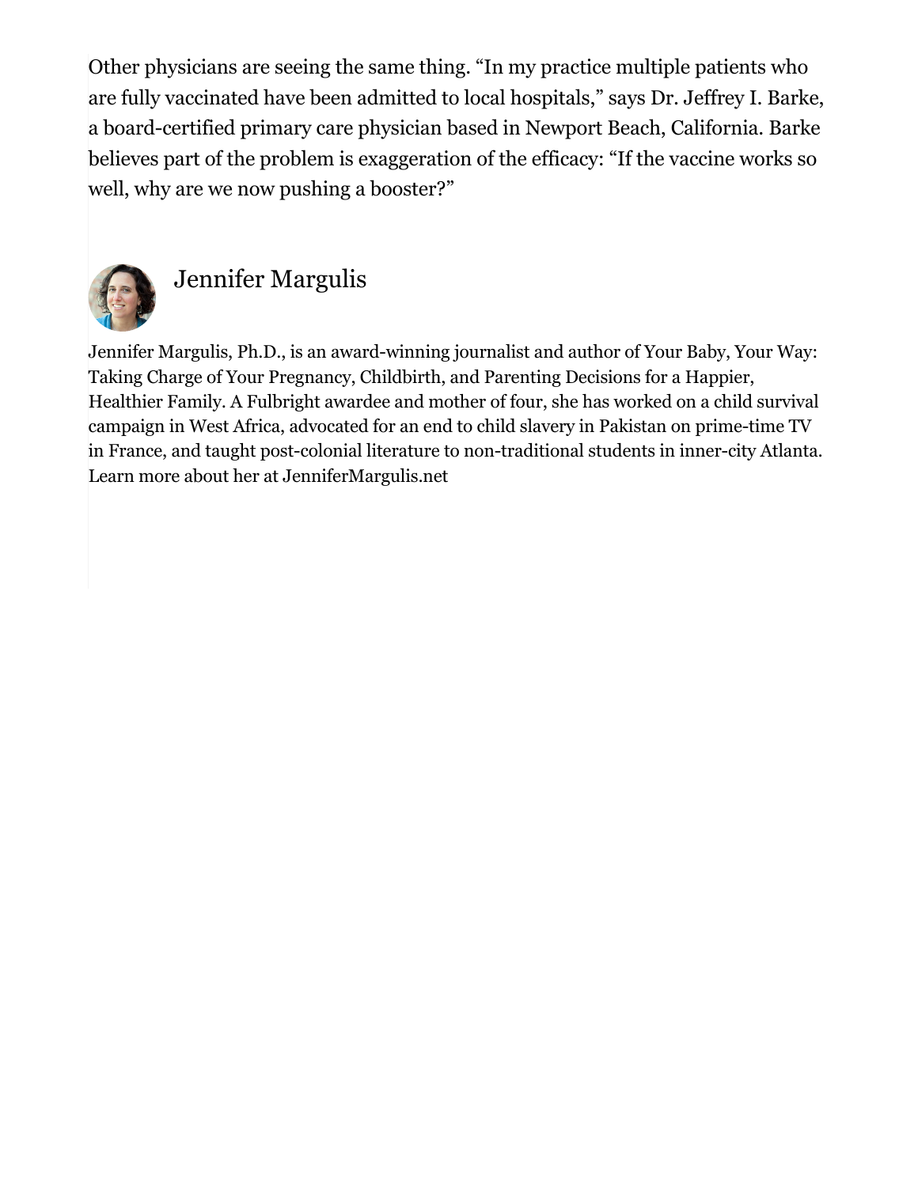Other physicians are seeing the same thing. “In my practice multiple patients who are fully vaccinated have been admitted to local hospitals,” says Dr. Jeffrey I. Barke, a board-certified primary care physician based in Newport Beach, California. Barke believes part of the problem is exaggeration of the efficacy: “If the vaccine works so well, why are we now pushing a booster?”

## Jennifer Margulis

Jennifer Margulis, Ph.D., is an award-winning journalist and author of Your Baby, Your Way: Taking Charge of Your Pregnancy, Childbirth, and Parenting Decisions for a Happier, Healthier Family. A Fulbright awardee and mother of four, she has worked on a child survival campaign in West Africa, advocated for an end to child slavery in Pakistan on prime-time TV in France, and taught post-colonial literature to non-traditional students in inner-city Atlanta. Learn more about her at JenniferMargulis.net